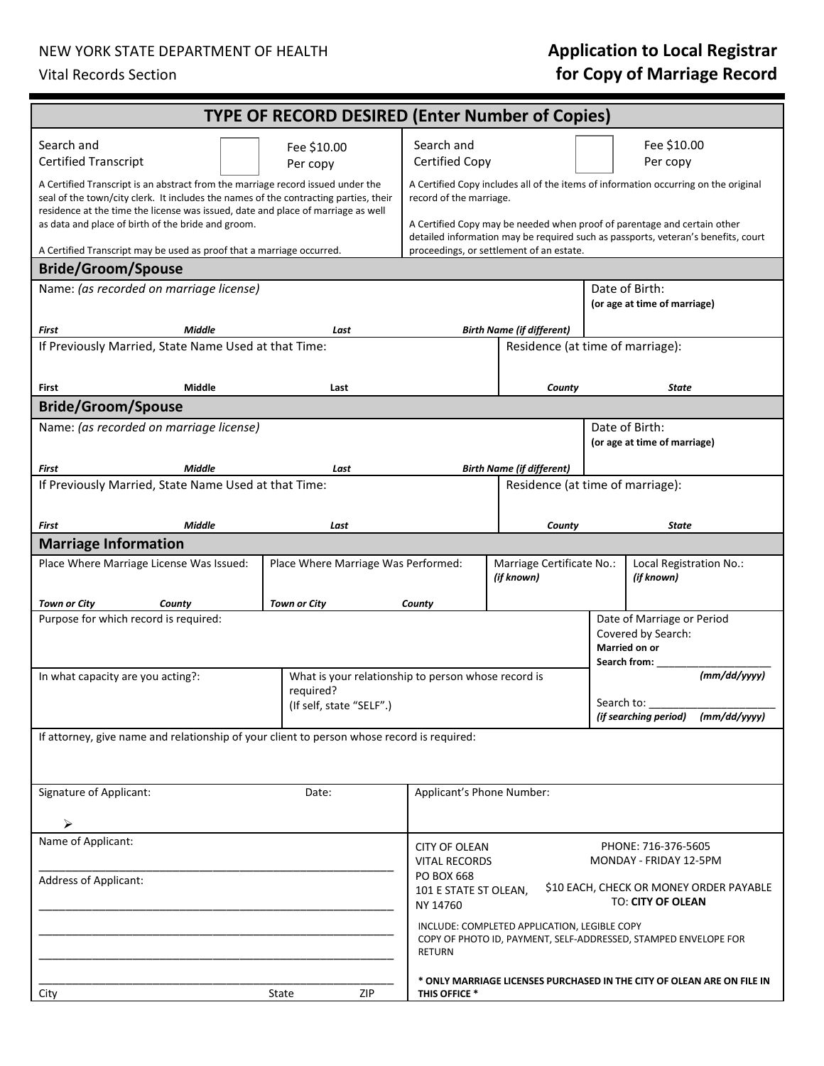NEW YORK STATE DEPARTMENT OF HEALTH
Vital Records Section

# Application to Local Registrar for Copy of Marriage Record

## TYPE OF RECORD DESIRED (Enter Number of Copies)

| Search and Certified Transcript | [ ] | Fee $10.00 Per copy | Search and Certified Copy | [ ] | Fee $10.00 Per copy |
|---|---|---|---|---|---|

A Certified Transcript is an abstract from the marriage record issued under the seal of the town/city clerk. It includes the names of the contracting parties, their residence at the time the license was issued, date and place of marriage as well as data and place of birth of the bride and groom.

A Certified Transcript may be used as proof that a marriage occurred.

A Certified Copy includes all of the items of information occurring on the original record of the marriage.

A Certified Copy may be needed when proof of parentage and certain other detailed information may be required such as passports, veteran's benefits, court proceedings, or settlement of an estate.

## Bride/Groom/Spouse

Name: *(as recorded on marriage license)*

**First** | **Middle** | **Last** | **Birth Name (if different)**

Date of Birth: **(or age at time of marriage)**

If Previously Married, State Name Used at that Time:

**First** | **Middle** | **Last**

Residence (at time of marriage):

**County** | **State**

## Bride/Groom/Spouse

Name: *(as recorded on marriage license)*

**First** | **Middle** | **Last** | **Birth Name (if different)**

Date of Birth: **(or age at time of marriage)**

If Previously Married, State Name Used at that Time:

**First** | **Middle** | **Last**

Residence (at time of marriage):

**County** | **State**

## Marriage Information

| Place Where Marriage License Was Issued: | Place Where Marriage Was Performed: | Marriage Certificate No.: *(if known)* | Local Registration No.: *(if known)* |
|---|---|---|---|
| ***Town or City*** ***County*** | ***Town or City*** ***County*** | | |

Purpose for which record is required:

Date of Marriage or Period Covered by Search:
**Married on or Search from:** ____________________ ***(mm/dd/yyyy)***

Search to: ____________________
***(if searching period)*** ***(mm/dd/yyyy)***

In what capacity are you acting?:

What is your relationship to person whose record is required?
(If self, state "SELF".)

If attorney, give name and relationship of your client to person whose record is required:

Signature of Applicant: Date:

➢

Applicant's Phone Number:

Name of Applicant:

________________________________________________

Address of Applicant:

________________________________________________

________________________________________________

________________________________________________

________________________________________________

City State ZIP

CITY OF OLEAN
VITAL RECORDS
PO BOX 668
101 E STATE ST OLEAN, NY 14760

PHONE: 716-376-5605
MONDAY - FRIDAY 12-5PM

$10 EACH, CHECK OR MONEY ORDER PAYABLE TO: **CITY OF OLEAN**

INCLUDE: COMPLETED APPLICATION, LEGIBLE COPY COPY OF PHOTO ID, PAYMENT, SELF-ADDRESSED, STAMPED ENVELOPE FOR RETURN

**\* ONLY MARRIAGE LICENSES PURCHASED IN THE CITY OF OLEAN ARE ON FILE IN THIS OFFICE \***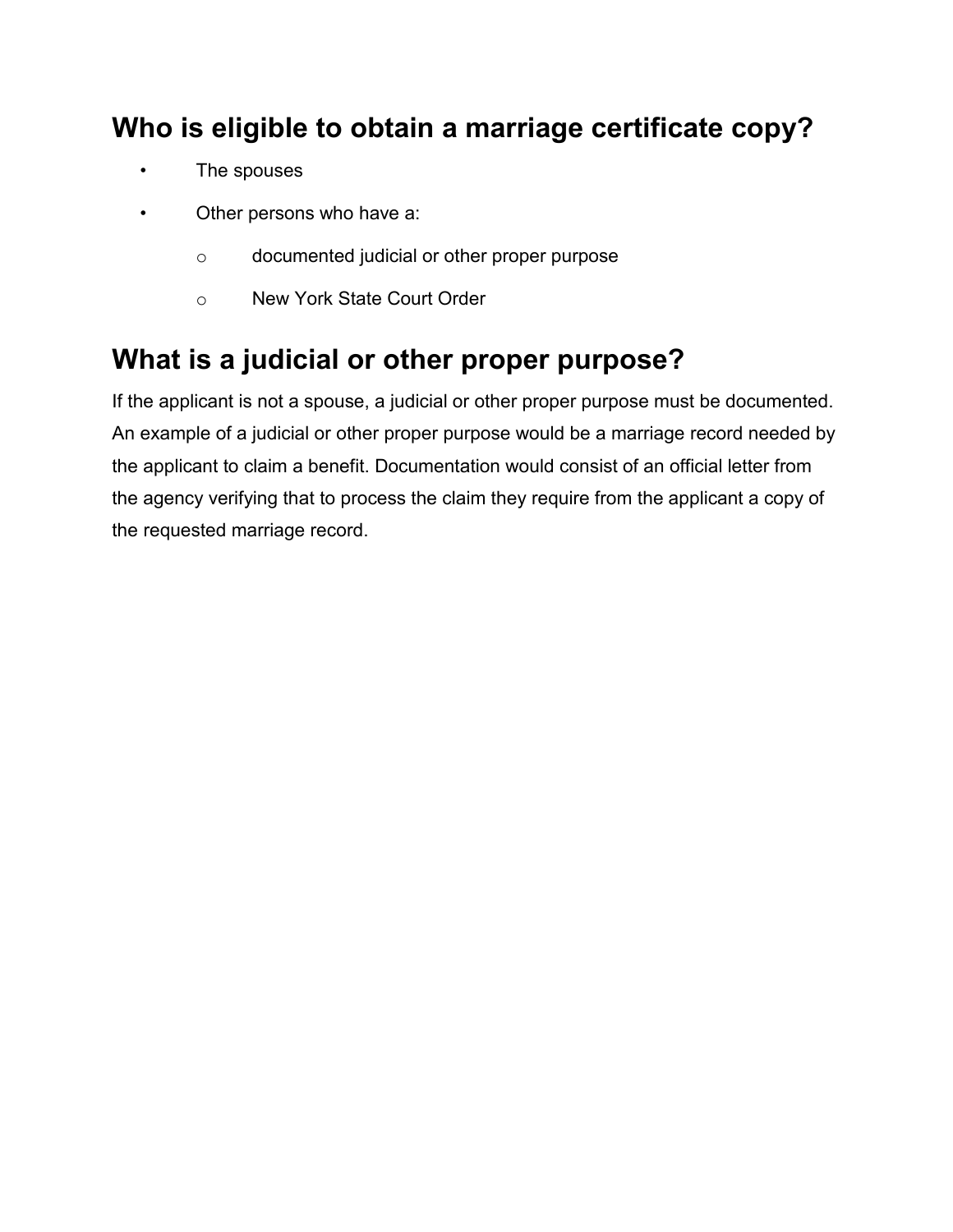## Who is eligible to obtain a marriage certificate copy?

- The spouses
- Other persons who have a:
  - documented judicial or other proper purpose
  - New York State Court Order

## What is a judicial or other proper purpose?

If the applicant is not a spouse, a judicial or other proper purpose must be documented. An example of a judicial or other proper purpose would be a marriage record needed by the applicant to claim a benefit. Documentation would consist of an official letter from the agency verifying that to process the claim they require from the applicant a copy of the requested marriage record.